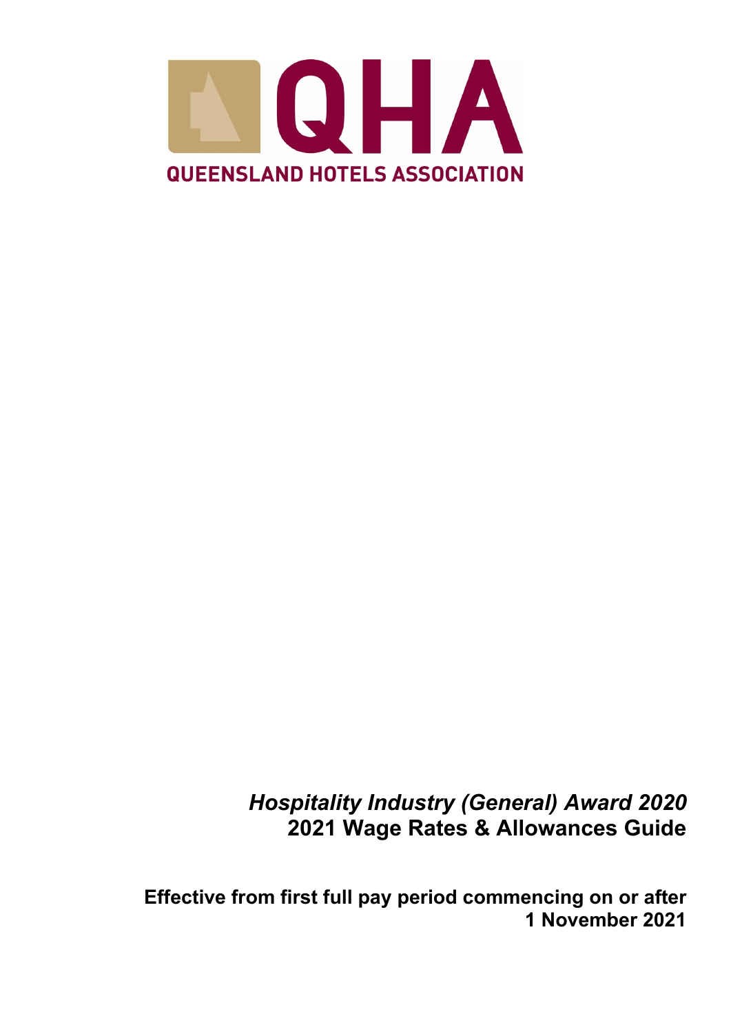QHA

QUEENSLAND HOTELS ASSOCIATION

*Hospitality Industry (General) Award 2020*

**2021 Wage Rates & Allowances Guide**

**Effective from first full pay period commencing on or after 1 November 2021**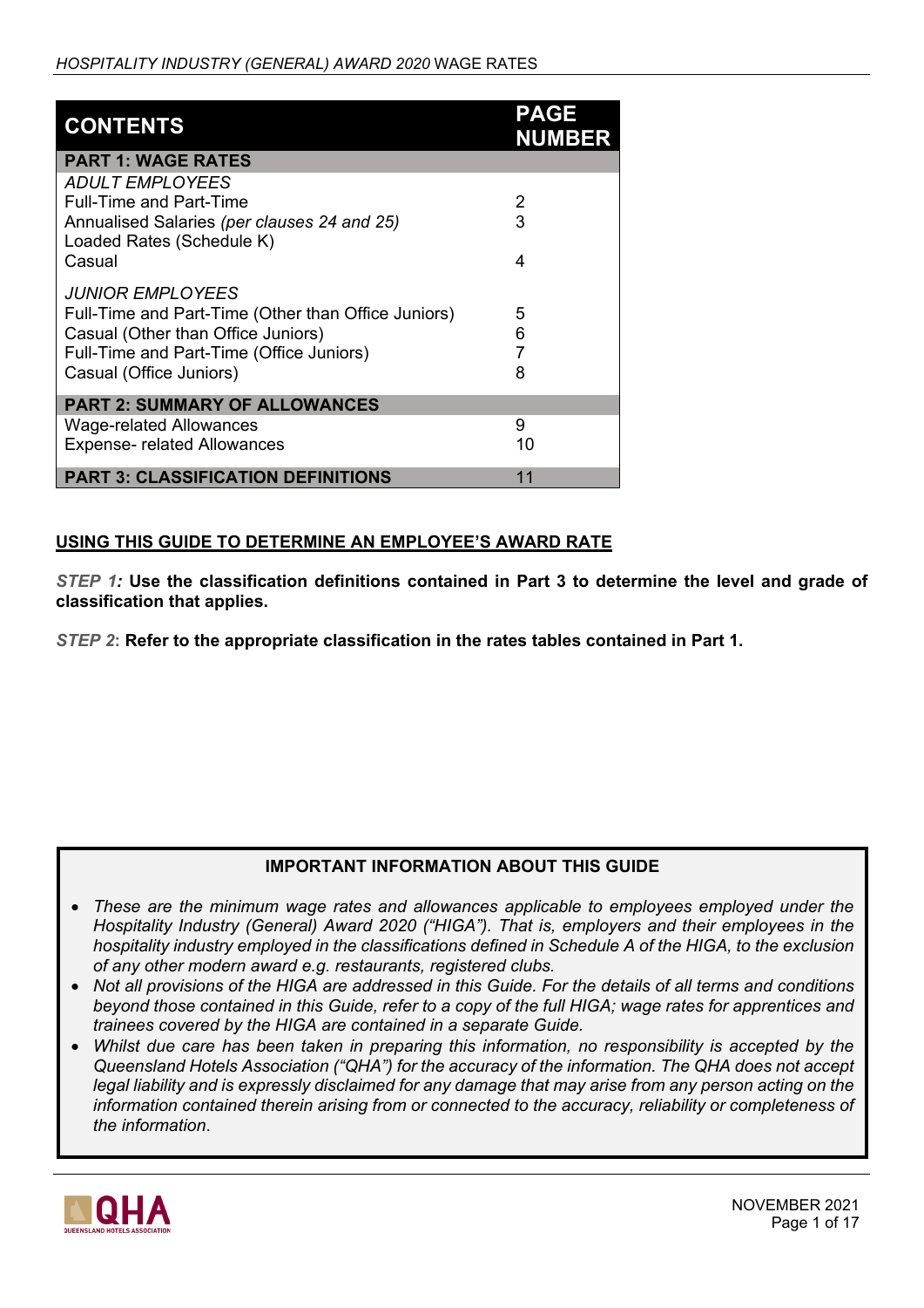| CONTENTS | PAGE NUMBER |
|---|---|
| **PART 1: WAGE RATES** | |
| *ADULT EMPLOYEES* | |
| Full-Time and Part-Time | 2 |
| Annualised Salaries *(per clauses 24 and 25)* | 3 |
| Loaded Rates (Schedule K) | |
| Casual | 4 |
| *JUNIOR EMPLOYEES* | |
| Full-Time and Part-Time (Other than Office Juniors) | 5 |
| Casual (Other than Office Juniors) | 6 |
| Full-Time and Part-Time (Office Juniors) | 7 |
| Casual (Office Juniors) | 8 |
| **PART 2: SUMMARY OF ALLOWANCES** | |
| Wage-related Allowances | 9 |
| Expense- related Allowances | 10 |
| **PART 3: CLASSIFICATION DEFINITIONS** | 11 |

## USING THIS GUIDE TO DETERMINE AN EMPLOYEE'S AWARD RATE

*STEP 1:* **Use the classification definitions contained in Part 3 to determine the level and grade of classification that applies.**

*STEP 2*: **Refer to the appropriate classification in the rates tables contained in Part 1.**

### IMPORTANT INFORMATION ABOUT THIS GUIDE

- *These are the minimum wage rates and allowances applicable to employees employed under the Hospitality Industry (General) Award 2020 ("HIGA"). That is, employers and their employees in the hospitality industry employed in the classifications defined in Schedule A of the HIGA, to the exclusion of any other modern award e.g. restaurants, registered clubs.*
- *Not all provisions of the HIGA are addressed in this Guide. For the details of all terms and conditions beyond those contained in this Guide, refer to a copy of the full HIGA; wage rates for apprentices and trainees covered by the HIGA are contained in a separate Guide.*
- *Whilst due care has been taken in preparing this information, no responsibility is accepted by the Queensland Hotels Association ("QHA") for the accuracy of the information. The QHA does not accept legal liability and is expressly disclaimed for any damage that may arise from any person acting on the information contained therein arising from or connected to the accuracy, reliability or completeness of the information.*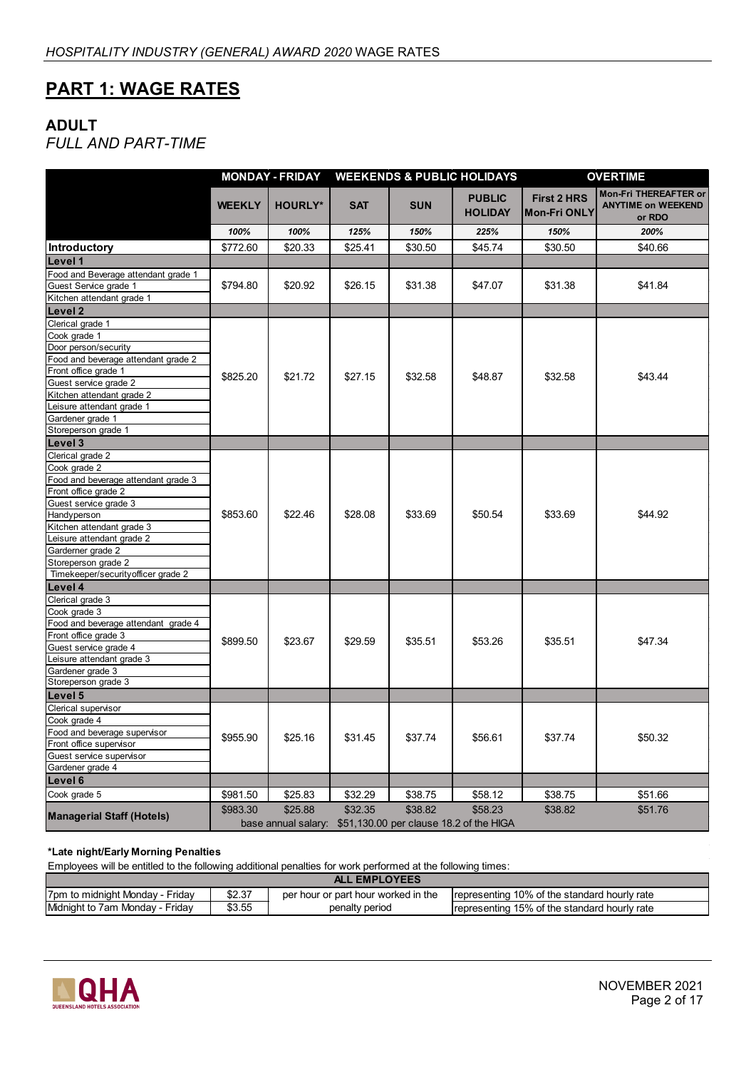## PART 1: WAGE RATES

### ADULT

*FULL AND PART-TIME*

| | MONDAY - FRIDAY | | WEEKENDS & PUBLIC HOLIDAYS | | | OVERTIME | |
|---|---|---|---|---|---|---|---|
| | WEEKLY | HOURLY* | SAT | SUN | PUBLIC HOLIDAY | First 2 HRS Mon-Fri ONLY | Mon-Fri THEREAFTER or ANYTIME on WEEKEND or RDO |
| | 100% | 100% | 125% | 150% | 225% | 150% | 200% |
| **Introductory** | $772.60 | $20.33 | $25.41 | $30.50 | $45.74 | $30.50 | $40.66 |
| **Level 1** | | | | | | | |
| Food and Beverage attendant grade 1<br>Guest Service grade 1<br>Kitchen attendant grade 1 | $794.80 | $20.92 | $26.15 | $31.38 | $47.07 | $31.38 | $41.84 |
| **Level 2** | | | | | | | |
| Clerical grade 1<br>Cook grade 1<br>Door person/security<br>Food and beverage attendant grade 2<br>Front office grade 1<br>Guest service grade 2<br>Kitchen attendant grade 2<br>Leisure attendant grade 1<br>Gardener grade 1<br>Storeperson grade 1 | $825.20 | $21.72 | $27.15 | $32.58 | $48.87 | $32.58 | $43.44 |
| **Level 3** | | | | | | | |
| Clerical grade 2<br>Cook grade 2<br>Food and beverage attendant grade 3<br>Front office grade 2<br>Guest service grade 3<br>Handyperson<br>Kitchen attendant grade 3<br>Leisure attendant grade 2<br>Garderner grade 2<br>Storeperson grade 2<br>Timekeeper/securityofficer grade 2 | $853.60 | $22.46 | $28.08 | $33.69 | $50.54 | $33.69 | $44.92 |
| **Level 4** | | | | | | | |
| Clerical grade 3<br>Cook grade 3<br>Food and beverage attendant grade 4<br>Front office grade 3<br>Guest service grade 4<br>Leisure attendant grade 3<br>Gardener grade 3<br>Storeperson grade 3 | $899.50 | $23.67 | $29.59 | $35.51 | $53.26 | $35.51 | $47.34 |
| **Level 5** | | | | | | | |
| Clerical supervisor<br>Cook grade 4<br>Food and beverage supervisor<br>Front office supervisor<br>Guest service supervisor<br>Gardener grade 4 | $955.90 | $25.16 | $31.45 | $37.74 | $56.61 | $37.74 | $50.32 |
| **Level 6** | | | | | | | |
| Cook grade 5 | $981.50 | $25.83 | $32.29 | $38.75 | $58.12 | $38.75 | $51.66 |
| **Managerial Staff (Hotels)** | $983.30 | $25.88 | $32.35 | $38.82 | $58.23 | $38.82 | $51.76 |
| | base annual salary: $51,130.00 per clause 18.2 of the HIGA | | | | | | |

**\*Late night/Early Morning Penalties**

Employees will be entitled to the following additional penalties for work performed at the following times:

| ALL EMPLOYEES | | | |
|---|---|---|---|
| 7pm to midnight Monday - Friday | $2.37 | per hour or part hour worked in the penalty period | representing 10% of the standard hourly rate |
| Midnight to 7am Monday - Friday | $3.55 | | representing 15% of the standard hourly rate |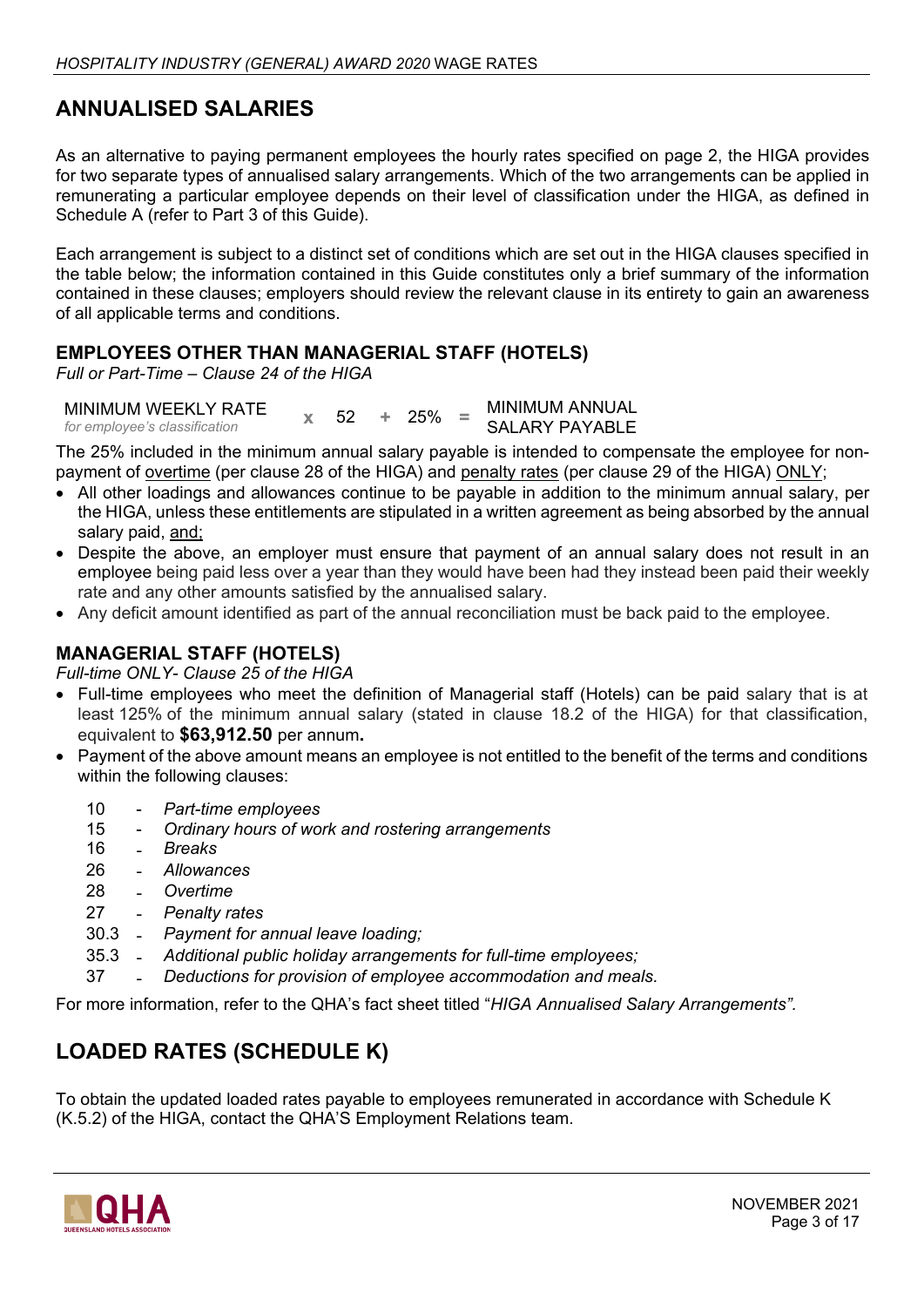# ANNUALISED SALARIES

As an alternative to paying permanent employees the hourly rates specified on page 2, the HIGA provides for two separate types of annualised salary arrangements. Which of the two arrangements can be applied in remunerating a particular employee depends on their level of classification under the HIGA, as defined in Schedule A (refer to Part 3 of this Guide).

Each arrangement is subject to a distinct set of conditions which are set out in the HIGA clauses specified in the table below; the information contained in this Guide constitutes only a brief summary of the information contained in these clauses; employers should review the relevant clause in its entirety to gain an awareness of all applicable terms and conditions.

### EMPLOYEES OTHER THAN MANAGERIAL STAFF (HOTELS)

*Full or Part-Time – Clause 24 of the HIGA*

| MINIMUM WEEKLY RATE *for employee's classification* | x | 52 | + | 25% | = | MINIMUM ANNUAL SALARY PAYABLE |
|---|---|---|---|---|---|---|

The 25% included in the minimum annual salary payable is intended to compensate the employee for non-payment of overtime (per clause 28 of the HIGA) and penalty rates (per clause 29 of the HIGA) ONLY;

- All other loadings and allowances continue to be payable in addition to the minimum annual salary, per the HIGA, unless these entitlements are stipulated in a written agreement as being absorbed by the annual salary paid, and;
- Despite the above, an employer must ensure that payment of an annual salary does not result in an employee being paid less over a year than they would have been had they instead been paid their weekly rate and any other amounts satisfied by the annualised salary.
- Any deficit amount identified as part of the annual reconciliation must be back paid to the employee.

### MANAGERIAL STAFF (HOTELS)

*Full-time ONLY- Clause 25 of the HIGA*

- Full-time employees who meet the definition of Managerial staff (Hotels) can be paid salary that is at least 125% of the minimum annual salary (stated in clause 18.2 of the HIGA) for that classification, equivalent to **$63,912.50** per annum**.**
- Payment of the above amount means an employee is not entitled to the benefit of the terms and conditions within the following clauses:

  - 10 - *Part-time employees*
  - 15 - *Ordinary hours of work and rostering arrangements*
  - 16 - *Breaks*
  - 26 - *Allowances*
  - 28 - *Overtime*
  - 27 - *Penalty rates*
  - 30.3 - *Payment for annual leave loading;*
  - 35.3 - *Additional public holiday arrangements for full-time employees;*
  - 37 - *Deductions for provision of employee accommodation and meals.*

For more information, refer to the QHA's fact sheet titled "*HIGA Annualised Salary Arrangements"*.

# LOADED RATES (SCHEDULE K)

To obtain the updated loaded rates payable to employees remunerated in accordance with Schedule K (K.5.2) of the HIGA, contact the QHA'S Employment Relations team.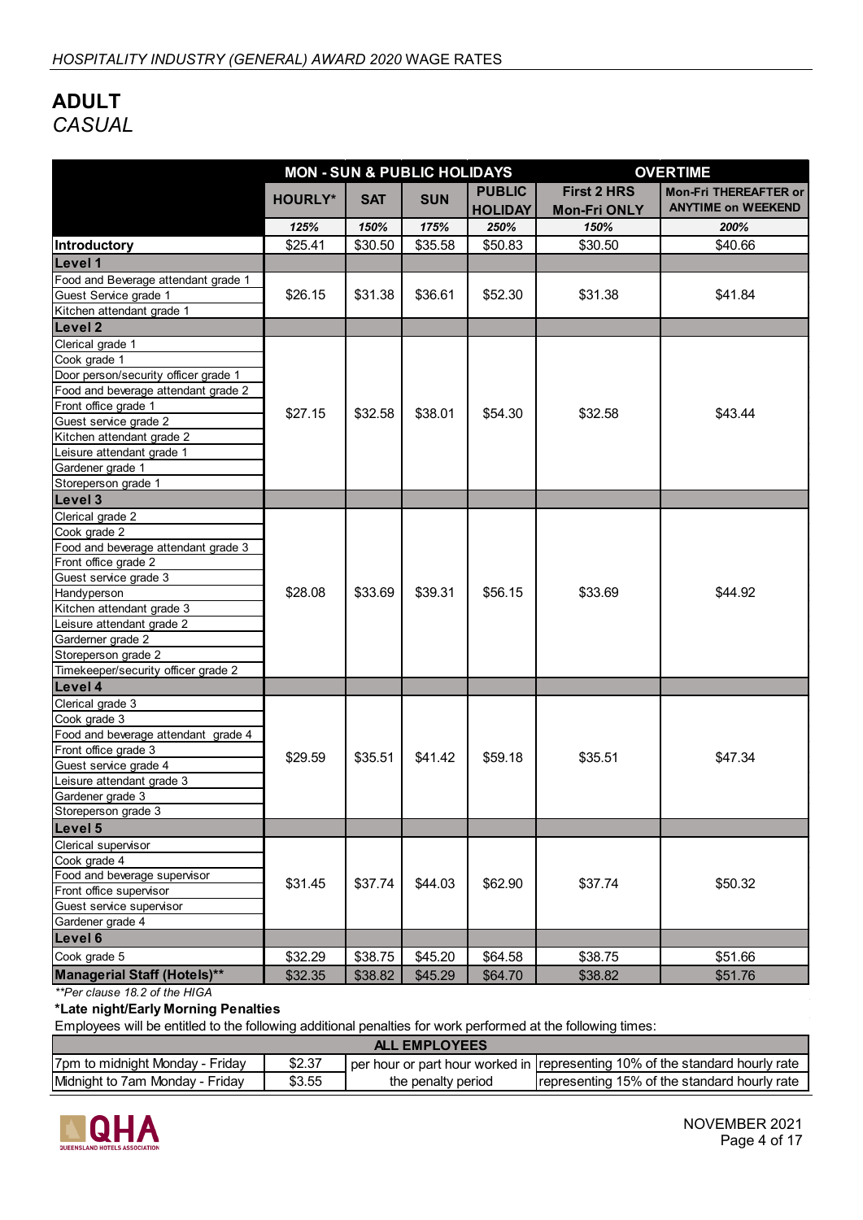# ADULT

*CASUAL*

| | MON - SUN & PUBLIC HOLIDAYS | | | | OVERTIME | |
|---|---|---|---|---|---|---|
| | HOURLY* | SAT | SUN | PUBLIC HOLIDAY | First 2 HRS Mon-Fri ONLY | Mon-Fri THEREAFTER or ANYTIME on WEEKEND |
| | *125%* | *150%* | *175%* | *250%* | *150%* | *200%* |
| **Introductory** | $25.41 | $30.50 | $35.58 | $50.83 | $30.50 | $40.66 |
| **Level 1** | | | | | | |
| Food and Beverage attendant grade 1<br>Guest Service grade 1<br>Kitchen attendant grade 1 | $26.15 | $31.38 | $36.61 | $52.30 | $31.38 | $41.84 |
| **Level 2** | | | | | | |
| Clerical grade 1<br>Cook grade 1<br>Door person/security officer grade 1<br>Food and beverage attendant grade 2<br>Front office grade 1<br>Guest service grade 2<br>Kitchen attendant grade 2<br>Leisure attendant grade 1<br>Gardener grade 1<br>Storeperson grade 1 | $27.15 | $32.58 | $38.01 | $54.30 | $32.58 | $43.44 |
| **Level 3** | | | | | | |
| Clerical grade 2<br>Cook grade 2<br>Food and beverage attendant grade 3<br>Front office grade 2<br>Guest service grade 3<br>Handyperson<br>Kitchen attendant grade 3<br>Leisure attendant grade 2<br>Gardener grade 2<br>Storeperson grade 2<br>Timekeeper/security officer grade 2 | $28.08 | $33.69 | $39.31 | $56.15 | $33.69 | $44.92 |
| **Level 4** | | | | | | |
| Clerical grade 3<br>Cook grade 3<br>Food and beverage attendant grade 4<br>Front office grade 3<br>Guest service grade 4<br>Leisure attendant grade 3<br>Gardener grade 3<br>Storeperson grade 3 | $29.59 | $35.51 | $41.42 | $59.18 | $35.51 | $47.34 |
| **Level 5** | | | | | | |
| Clerical supervisor<br>Cook grade 4<br>Food and beverage supervisor<br>Front office supervisor<br>Guest service supervisor<br>Gardener grade 4 | $31.45 | $37.74 | $44.03 | $62.90 | $37.74 | $50.32 |
| **Level 6** | | | | | | |
| Cook grade 5 | $32.29 | $38.75 | $45.20 | $64.58 | $38.75 | $51.66 |
| **Managerial Staff (Hotels)\*\*** | $32.35 | $38.82 | $45.29 | $64.70 | $38.82 | $51.76 |

*\*\*Per clause 18.2 of the HIGA*

**\*Late night/Early Morning Penalties**

Employees will be entitled to the following additional penalties for work performed at the following times:

| ALL EMPLOYEES | | | |
|---|---|---|---|
| 7pm to midnight Monday - Friday | $2.37 | per hour or part hour worked in the penalty period | representing 10% of the standard hourly rate |
| Midnight to 7am Monday - Friday | $3.55 | | representing 15% of the standard hourly rate |

NOVEMBER 2021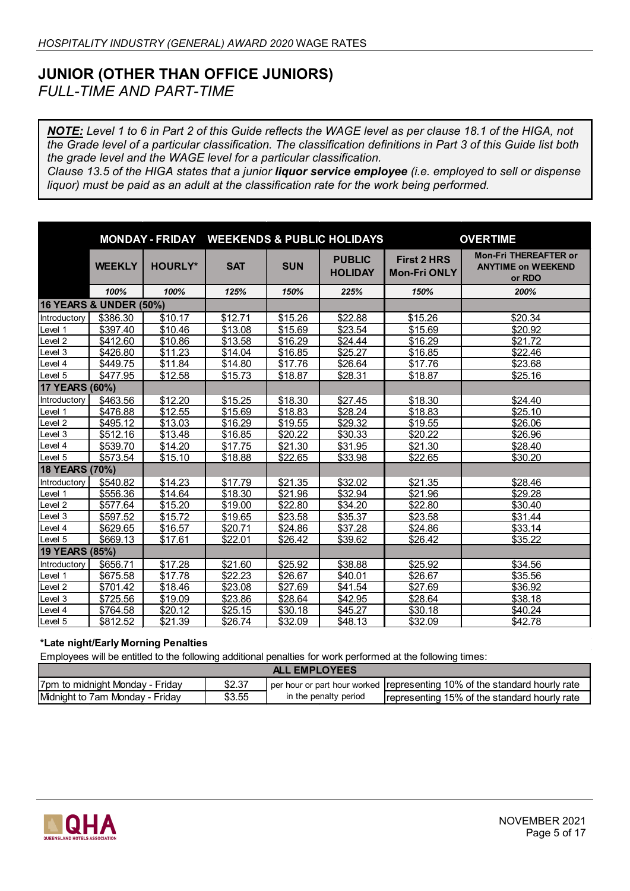# JUNIOR (OTHER THAN OFFICE JUNIORS)

*FULL-TIME AND PART-TIME*

***NOTE:*** *Level 1 to 6 in Part 2 of this Guide reflects the WAGE level as per clause 18.1 of the HIGA, not the Grade level of a particular classification. The classification definitions in Part 3 of this Guide list both the grade level and the WAGE level for a particular classification.*
*Clause 13.5 of the HIGA states that a junior **liquor service employee** (i.e. employed to sell or dispense liquor) must be paid as an adult at the classification rate for the work being performed.*

| | MONDAY - FRIDAY | | WEEKENDS & PUBLIC HOLIDAYS | | | OVERTIME | |
|---|---|---|---|---|---|---|---|
| | WEEKLY | HOURLY* | SAT | SUN | PUBLIC HOLIDAY | First 2 HRS Mon-Fri ONLY | Mon-Fri THEREAFTER or ANYTIME on WEEKEND or RDO |
| | 100% | 100% | 125% | 150% | 225% | 150% | 200% |
| **16 YEARS & UNDER (50%)** | | | | | | | |
| Introductory | $386.30 | $10.17 | $12.71 | $15.26 | $22.88 | $15.26 | $20.34 |
| Level 1 | $397.40 | $10.46 | $13.08 | $15.69 | $23.54 | $15.69 | $20.92 |
| Level 2 | $412.60 | $10.86 | $13.58 | $16.29 | $24.44 | $16.29 | $21.72 |
| Level 3 | $426.80 | $11.23 | $14.04 | $16.85 | $25.27 | $16.85 | $22.46 |
| Level 4 | $449.75 | $11.84 | $14.80 | $17.76 | $26.64 | $17.76 | $23.68 |
| Level 5 | $477.95 | $12.58 | $15.73 | $18.87 | $28.31 | $18.87 | $25.16 |
| **17 YEARS (60%)** | | | | | | | |
| Introductory | $463.56 | $12.20 | $15.25 | $18.30 | $27.45 | $18.30 | $24.40 |
| Level 1 | $476.88 | $12.55 | $15.69 | $18.83 | $28.24 | $18.83 | $25.10 |
| Level 2 | $495.12 | $13.03 | $16.29 | $19.55 | $29.32 | $19.55 | $26.06 |
| Level 3 | $512.16 | $13.48 | $16.85 | $20.22 | $30.33 | $20.22 | $26.96 |
| Level 4 | $539.70 | $14.20 | $17.75 | $21.30 | $31.95 | $21.30 | $28.40 |
| Level 5 | $573.54 | $15.10 | $18.88 | $22.65 | $33.98 | $22.65 | $30.20 |
| **18 YEARS (70%)** | | | | | | | |
| Introductory | $540.82 | $14.23 | $17.79 | $21.35 | $32.02 | $21.35 | $28.46 |
| Level 1 | $556.36 | $14.64 | $18.30 | $21.96 | $32.94 | $21.96 | $29.28 |
| Level 2 | $577.64 | $15.20 | $19.00 | $22.80 | $34.20 | $22.80 | $30.40 |
| Level 3 | $597.52 | $15.72 | $19.65 | $23.58 | $35.37 | $23.58 | $31.44 |
| Level 4 | $629.65 | $16.57 | $20.71 | $24.86 | $37.28 | $24.86 | $33.14 |
| Level 5 | $669.13 | $17.61 | $22.01 | $26.42 | $39.62 | $26.42 | $35.22 |
| **19 YEARS (85%)** | | | | | | | |
| Introductory | $656.71 | $17.28 | $21.60 | $25.92 | $38.88 | $25.92 | $34.56 |
| Level 1 | $675.58 | $17.78 | $22.23 | $26.67 | $40.01 | $26.67 | $35.56 |
| Level 2 | $701.42 | $18.46 | $23.08 | $27.69 | $41.54 | $27.69 | $36.92 |
| Level 3 | $725.56 | $19.09 | $23.86 | $28.64 | $42.95 | $28.64 | $38.18 |
| Level 4 | $764.58 | $20.12 | $25.15 | $30.18 | $45.27 | $30.18 | $40.24 |
| Level 5 | $812.52 | $21.39 | $26.74 | $32.09 | $48.13 | $32.09 | $42.78 |

**\*Late night/Early Morning Penalties**

Employees will be entitled to the following additional penalties for work performed at the following times:

| ALL EMPLOYEES | | | |
|---|---|---|---|
| 7pm to midnight Monday - Friday | $2.37 | per hour or part hour worked in the penalty period | representing 10% of the standard hourly rate |
| Midnight to 7am Monday - Friday | $3.55 | | representing 15% of the standard hourly rate |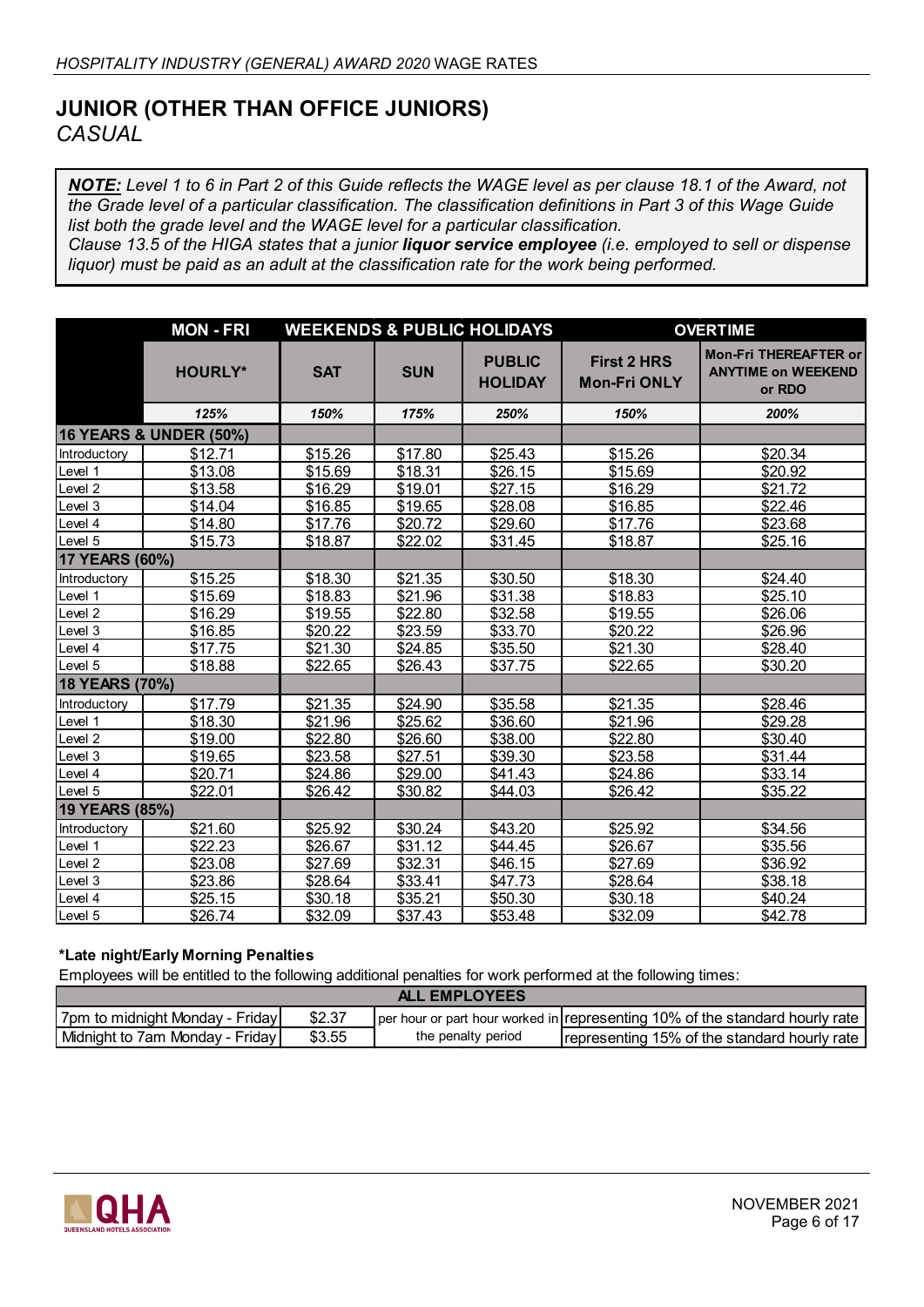# JUNIOR (OTHER THAN OFFICE JUNIORS)

*CASUAL*

> ***NOTE:*** *Level 1 to 6 in Part 2 of this Guide reflects the WAGE level as per clause 18.1 of the Award, not the Grade level of a particular classification. The classification definitions in Part 3 of this Wage Guide list both the grade level and the WAGE level for a particular classification.*
> *Clause 13.5 of the HIGA states that a junior **liquor service employee** (i.e. employed to sell or dispense liquor) must be paid as an adult at the classification rate for the work being performed.*

| | MON - FRI | WEEKENDS & PUBLIC HOLIDAYS | | | OVERTIME | |
|---|---|---|---|---|---|---|
| | HOURLY* | SAT | SUN | PUBLIC HOLIDAY | First 2 HRS Mon-Fri ONLY | Mon-Fri THEREAFTER or ANYTIME on WEEKEND or RDO |
| | *125%* | *150%* | *175%* | *250%* | *150%* | *200%* |
| **16 YEARS & UNDER (50%)** | | | | | | |
| Introductory | $12.71 | $15.26 | $17.80 | $25.43 | $15.26 | $20.34 |
| Level 1 | $13.08 | $15.69 | $18.31 | $26.15 | $15.69 | $20.92 |
| Level 2 | $13.58 | $16.29 | $19.01 | $27.15 | $16.29 | $21.72 |
| Level 3 | $14.04 | $16.85 | $19.65 | $28.08 | $16.85 | $22.46 |
| Level 4 | $14.80 | $17.76 | $20.72 | $29.60 | $17.76 | $23.68 |
| Level 5 | $15.73 | $18.87 | $22.02 | $31.45 | $18.87 | $25.16 |
| **17 YEARS (60%)** | | | | | | |
| Introductory | $15.25 | $18.30 | $21.35 | $30.50 | $18.30 | $24.40 |
| Level 1 | $15.69 | $18.83 | $21.96 | $31.38 | $18.83 | $25.10 |
| Level 2 | $16.29 | $19.55 | $22.80 | $32.58 | $19.55 | $26.06 |
| Level 3 | $16.85 | $20.22 | $23.59 | $33.70 | $20.22 | $26.96 |
| Level 4 | $17.75 | $21.30 | $24.85 | $35.50 | $21.30 | $28.40 |
| Level 5 | $18.88 | $22.65 | $26.43 | $37.75 | $22.65 | $30.20 |
| **18 YEARS (70%)** | | | | | | |
| Introductory | $17.79 | $21.35 | $24.90 | $35.58 | $21.35 | $28.46 |
| Level 1 | $18.30 | $21.96 | $25.62 | $36.60 | $21.96 | $29.28 |
| Level 2 | $19.00 | $22.80 | $26.60 | $38.00 | $22.80 | $30.40 |
| Level 3 | $19.65 | $23.58 | $27.51 | $39.30 | $23.58 | $31.44 |
| Level 4 | $20.71 | $24.86 | $29.00 | $41.43 | $24.86 | $33.14 |
| Level 5 | $22.01 | $26.42 | $30.82 | $44.03 | $26.42 | $35.22 |
| **19 YEARS (85%)** | | | | | | |
| Introductory | $21.60 | $25.92 | $30.24 | $43.20 | $25.92 | $34.56 |
| Level 1 | $22.23 | $26.67 | $31.12 | $44.45 | $26.67 | $35.56 |
| Level 2 | $23.08 | $27.69 | $32.31 | $46.15 | $27.69 | $36.92 |
| Level 3 | $23.86 | $28.64 | $33.41 | $47.73 | $28.64 | $38.18 |
| Level 4 | $25.15 | $30.18 | $35.21 | $50.30 | $30.18 | $40.24 |
| Level 5 | $26.74 | $32.09 | $37.43 | $53.48 | $32.09 | $42.78 |

**\*Late night/Early Morning Penalties**

Employees will be entitled to the following additional penalties for work performed at the following times:

| ALL EMPLOYEES | | | |
|---|---|---|---|
| 7pm to midnight Monday - Friday | $2.37 | per hour or part hour worked in the penalty period | representing 10% of the standard hourly rate |
| Midnight to 7am Monday - Friday | $3.55 | | representing 15% of the standard hourly rate |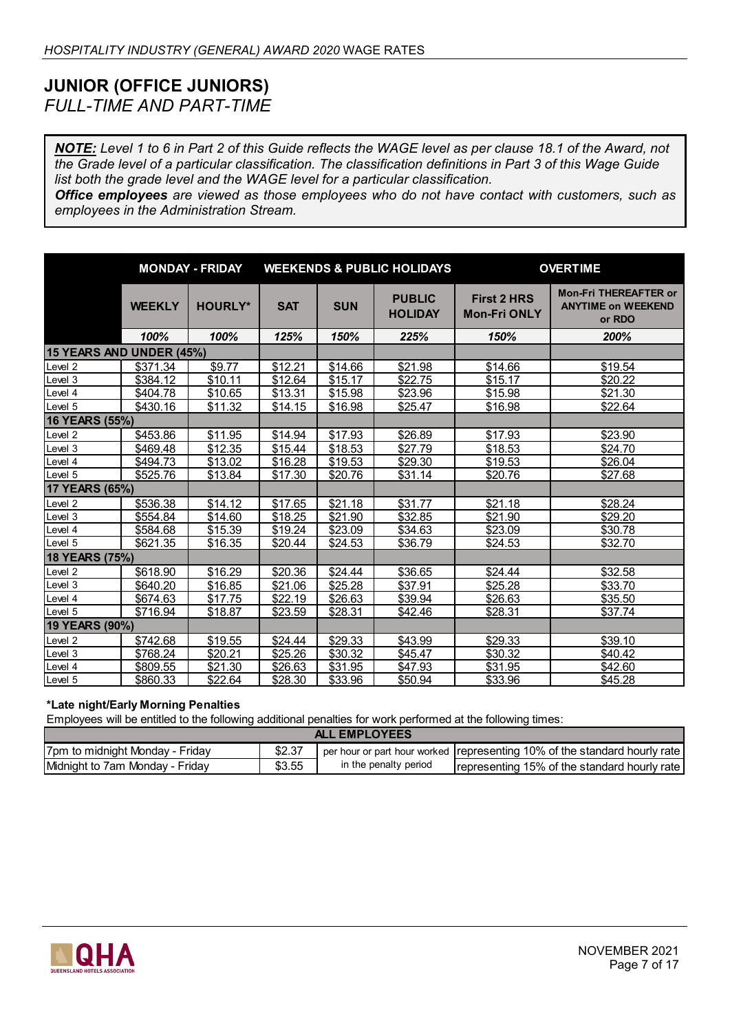HOSPITALITY INDUSTRY (GENERAL) AWARD 2020 WAGE RATES

# JUNIOR (OFFICE JUNIORS)

## *FULL-TIME AND PART-TIME*

***NOTE:*** *Level 1 to 6 in Part 2 of this Guide reflects the WAGE level as per clause 18.1 of the Award, not the Grade level of a particular classification. The classification definitions in Part 3 of this Wage Guide list both the grade level and the WAGE level for a particular classification.*
***Office employees*** *are viewed as those employees who do not have contact with customers, such as employees in the Administration Stream.*

| | MONDAY - FRIDAY | | WEEKENDS & PUBLIC HOLIDAYS | | | OVERTIME | |
|---|---|---|---|---|---|---|---|
| | WEEKLY | HOURLY* | SAT | SUN | PUBLIC HOLIDAY | First 2 HRS Mon-Fri ONLY | Mon-Fri THEREAFTER or ANYTIME on WEEKEND or RDO |
| | *100%* | *100%* | *125%* | *150%* | *225%* | *150%* | *200%* |
| **15 YEARS AND UNDER (45%)** | | | | | | | |
| Level 2 | $371.34 | $9.77 | $12.21 | $14.66 | $21.98 | $14.66 | $19.54 |
| Level 3 | $384.12 | $10.11 | $12.64 | $15.17 | $22.75 | $15.17 | $20.22 |
| Level 4 | $404.78 | $10.65 | $13.31 | $15.98 | $23.96 | $15.98 | $21.30 |
| Level 5 | $430.16 | $11.32 | $14.15 | $16.98 | $25.47 | $16.98 | $22.64 |
| **16 YEARS (55%)** | | | | | | | |
| Level 2 | $453.86 | $11.95 | $14.94 | $17.93 | $26.89 | $17.93 | $23.90 |
| Level 3 | $469.48 | $12.35 | $15.44 | $18.53 | $27.79 | $18.53 | $24.70 |
| Level 4 | $494.73 | $13.02 | $16.28 | $19.53 | $29.30 | $19.53 | $26.04 |
| Level 5 | $525.76 | $13.84 | $17.30 | $20.76 | $31.14 | $20.76 | $27.68 |
| **17 YEARS (65%)** | | | | | | | |
| Level 2 | $536.38 | $14.12 | $17.65 | $21.18 | $31.77 | $21.18 | $28.24 |
| Level 3 | $554.84 | $14.60 | $18.25 | $21.90 | $32.85 | $21.90 | $29.20 |
| Level 4 | $584.68 | $15.39 | $19.24 | $23.09 | $34.63 | $23.09 | $30.78 |
| Level 5 | $621.35 | $16.35 | $20.44 | $24.53 | $36.79 | $24.53 | $32.70 |
| **18 YEARS (75%)** | | | | | | | |
| Level 2 | $618.90 | $16.29 | $20.36 | $24.44 | $36.65 | $24.44 | $32.58 |
| Level 3 | $640.20 | $16.85 | $21.06 | $25.28 | $37.91 | $25.28 | $33.70 |
| Level 4 | $674.63 | $17.75 | $22.19 | $26.63 | $39.94 | $26.63 | $35.50 |
| Level 5 | $716.94 | $18.87 | $23.59 | $28.31 | $42.46 | $28.31 | $37.74 |
| **19 YEARS (90%)** | | | | | | | |
| Level 2 | $742.68 | $19.55 | $24.44 | $29.33 | $43.99 | $29.33 | $39.10 |
| Level 3 | $768.24 | $20.21 | $25.26 | $30.32 | $45.47 | $30.32 | $40.42 |
| Level 4 | $809.55 | $21.30 | $26.63 | $31.95 | $47.93 | $31.95 | $42.60 |
| Level 5 | $860.33 | $22.64 | $28.30 | $33.96 | $50.94 | $33.96 | $45.28 |

**\*Late night/Early Morning Penalties**

Employees will be entitled to the following additional penalties for work performed at the following times:

| ALL EMPLOYEES | | | |
|---|---|---|---|
| 7pm to midnight Monday - Friday | $2.37 | per hour or part hour worked in the penalty period | representing 10% of the standard hourly rate |
| Midnight to 7am Monday - Friday | $3.55 | | representing 15% of the standard hourly rate |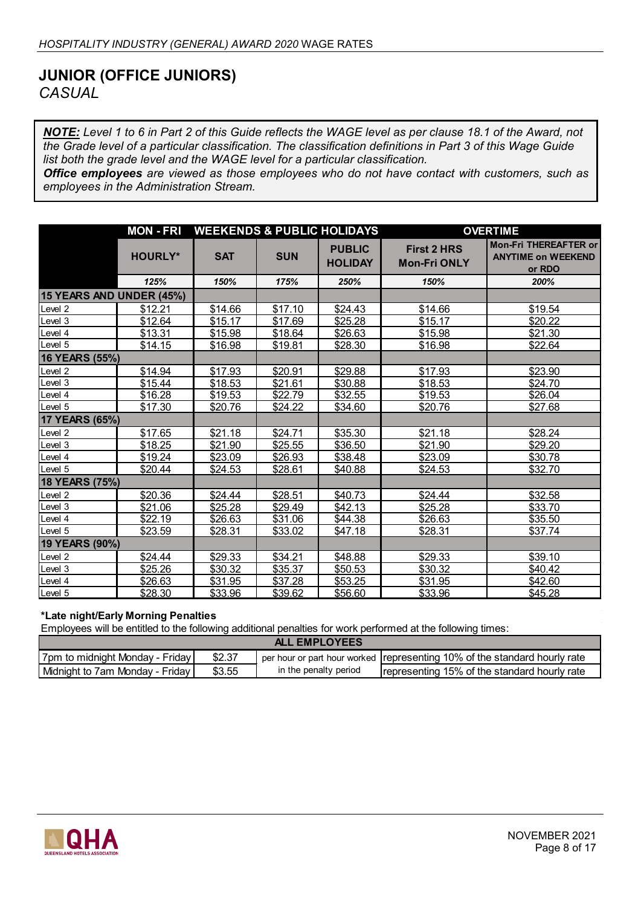# JUNIOR (OFFICE JUNIORS)

*CASUAL*

> ***NOTE:*** *Level 1 to 6 in Part 2 of this Guide reflects the WAGE level as per clause 18.1 of the Award, not the Grade level of a particular classification. The classification definitions in Part 3 of this Wage Guide list both the grade level and the WAGE level for a particular classification.*
> ***Office employees*** *are viewed as those employees who do not have contact with customers, such as employees in the Administration Stream.*

| | MON - FRI | WEEKENDS & PUBLIC HOLIDAYS | | | OVERTIME | |
|---|---|---|---|---|---|---|
| | HOURLY* | SAT | SUN | PUBLIC HOLIDAY | First 2 HRS Mon-Fri ONLY | Mon-Fri THEREAFTER or ANYTIME on WEEKEND or RDO |
| | *125%* | *150%* | *175%* | *250%* | *150%* | *200%* |
| **15 YEARS AND UNDER (45%)** | | | | | | |
| Level 2 | $12.21 | $14.66 | $17.10 | $24.43 | $14.66 | $19.54 |
| Level 3 | $12.64 | $15.17 | $17.69 | $25.28 | $15.17 | $20.22 |
| Level 4 | $13.31 | $15.98 | $18.64 | $26.63 | $15.98 | $21.30 |
| Level 5 | $14.15 | $16.98 | $19.81 | $28.30 | $16.98 | $22.64 |
| **16 YEARS (55%)** | | | | | | |
| Level 2 | $14.94 | $17.93 | $20.91 | $29.88 | $17.93 | $23.90 |
| Level 3 | $15.44 | $18.53 | $21.61 | $30.88 | $18.53 | $24.70 |
| Level 4 | $16.28 | $19.53 | $22.79 | $32.55 | $19.53 | $26.04 |
| Level 5 | $17.30 | $20.76 | $24.22 | $34.60 | $20.76 | $27.68 |
| **17 YEARS (65%)** | | | | | | |
| Level 2 | $17.65 | $21.18 | $24.71 | $35.30 | $21.18 | $28.24 |
| Level 3 | $18.25 | $21.90 | $25.55 | $36.50 | $21.90 | $29.20 |
| Level 4 | $19.24 | $23.09 | $26.93 | $38.48 | $23.09 | $30.78 |
| Level 5 | $20.44 | $24.53 | $28.61 | $40.88 | $24.53 | $32.70 |
| **18 YEARS (75%)** | | | | | | |
| Level 2 | $20.36 | $24.44 | $28.51 | $40.73 | $24.44 | $32.58 |
| Level 3 | $21.06 | $25.28 | $29.49 | $42.13 | $25.28 | $33.70 |
| Level 4 | $22.19 | $26.63 | $31.06 | $44.38 | $26.63 | $35.50 |
| Level 5 | $23.59 | $28.31 | $33.02 | $47.18 | $28.31 | $37.74 |
| **19 YEARS (90%)** | | | | | | |
| Level 2 | $24.44 | $29.33 | $34.21 | $48.88 | $29.33 | $39.10 |
| Level 3 | $25.26 | $30.32 | $35.37 | $50.53 | $30.32 | $40.42 |
| Level 4 | $26.63 | $31.95 | $37.28 | $53.25 | $31.95 | $42.60 |
| Level 5 | $28.30 | $33.96 | $39.62 | $56.60 | $33.96 | $45.28 |

**\*Late night/Early Morning Penalties**

Employees will be entitled to the following additional penalties for work performed at the following times:

| ALL EMPLOYEES | | | |
|---|---|---|---|
| 7pm to midnight Monday - Friday | $2.37 | per hour or part hour worked in the penalty period | representing 10% of the standard hourly rate |
| Midnight to 7am Monday - Friday | $3.55 | | representing 15% of the standard hourly rate |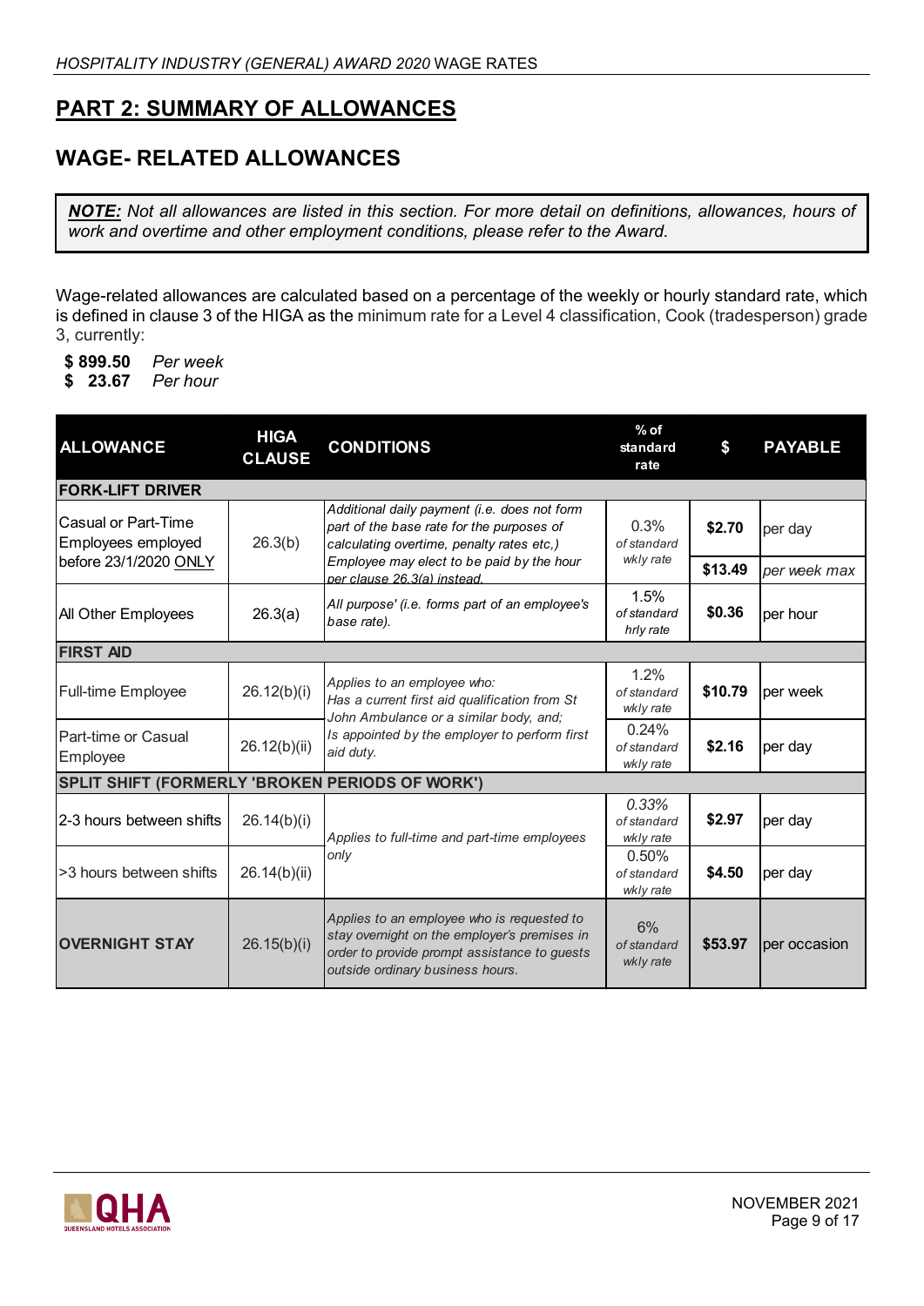## PART 2: SUMMARY OF ALLOWANCES

## WAGE- RELATED ALLOWANCES

> ***NOTE:*** *Not all allowances are listed in this section. For more detail on definitions, allowances, hours of work and overtime and other employment conditions, please refer to the Award.*

Wage-related allowances are calculated based on a percentage of the weekly or hourly standard rate, which is defined in clause 3 of the HIGA as the minimum rate for a Level 4 classification, Cook (tradesperson) grade 3, currently:

**$ 899.50** *Per week*
**$ 23.67** *Per hour*

| ALLOWANCE | HIGA CLAUSE | CONDITIONS | % of standard rate | $ | PAYABLE |
|---|---|---|---|---|---|
| **FORK-LIFT DRIVER** | | | | | |
| Casual or Part-Time Employees employed before 23/1/2020 ONLY | 26.3(b) | *Additional daily payment (i.e. does not form part of the base rate for the purposes of calculating overtime, penalty rates etc,) Employee may elect to be paid by the hour per clause 26.3(a) instead.* | 0.3% *of standard wkly rate* | **$2.70** | per day |
| | | | | **$13.49** | *per week max* |
| All Other Employees | 26.3(a) | *All purpose' (i.e. forms part of an employee's base rate).* | 1.5% *of standard hrly rate* | **$0.36** | per hour |
| **FIRST AID** | | | | | |
| Full-time Employee | 26.12(b)(i) | *Applies to an employee who: Has a current first aid qualification from St John Ambulance or a similar body, and; Is appointed by the employer to perform first aid duty.* | 1.2% *of standard wkly rate* | **$10.79** | per week |
| Part-time or Casual Employee | 26.12(b)(ii) | | 0.24% *of standard wkly rate* | **$2.16** | per day |
| **SPLIT SHIFT (FORMERLY 'BROKEN PERIODS OF WORK')** | | | | | |
| 2-3 hours between shifts | 26.14(b)(i) | *Applies to full-time and part-time employees only* | *0.33% of standard wkly rate* | **$2.97** | per day |
| >3 hours between shifts | 26.14(b)(ii) | | 0.50% *of standard wkly rate* | **$4.50** | per day |
| **OVERNIGHT STAY** | 26.15(b)(i) | *Applies to an employee who is requested to stay overnight on the employer's premises in order to provide prompt assistance to guests outside ordinary business hours.* | 6% *of standard wkly rate* | **$53.97** | per occasion |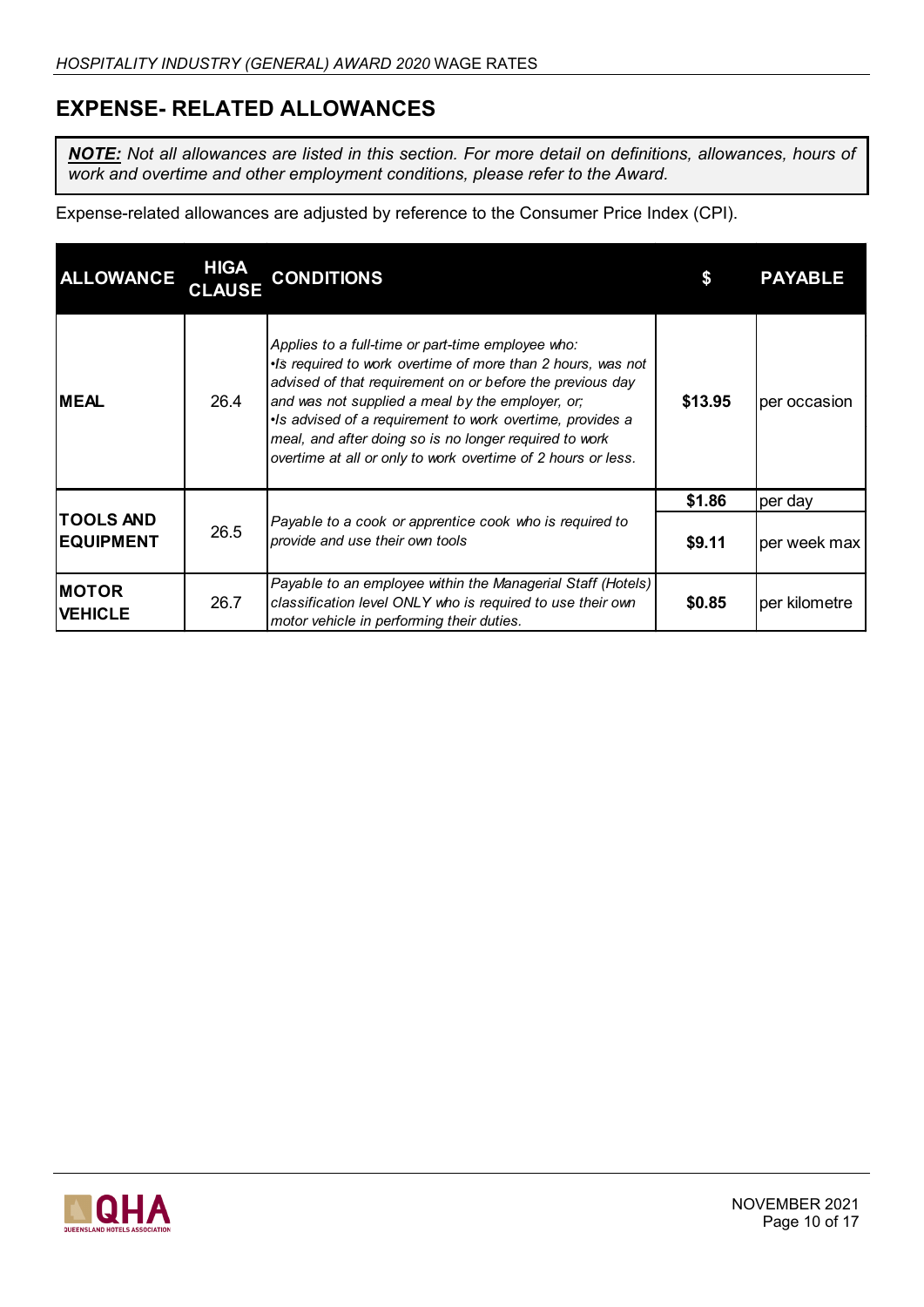## EXPENSE- RELATED ALLOWANCES

> ***NOTE:*** *Not all allowances are listed in this section. For more detail on definitions, allowances, hours of work and overtime and other employment conditions, please refer to the Award.*

Expense-related allowances are adjusted by reference to the Consumer Price Index (CPI).

| ALLOWANCE | HIGA CLAUSE | CONDITIONS | $ | PAYABLE |
|---|---|---|---|---|
| **MEAL** | 26.4 | *Applies to a full-time or part-time employee who:*<br>*•Is required to work overtime of more than 2 hours, was not advised of that requirement on or before the previous day and was not supplied a meal by the employer, or;*<br>*•Is advised of a requirement to work overtime, provides a meal, and after doing so is no longer required to work overtime at all or only to work overtime of 2 hours or less.* | **$13.95** | per occasion |
| **TOOLS AND EQUIPMENT** | 26.5 | *Payable to a cook or apprentice cook who is required to provide and use their own tools* | **$1.86** | per day |
| | | | **$9.11** | per week max |
| **MOTOR VEHICLE** | 26.7 | *Payable to an employee within the Managerial Staff (Hotels) classification level ONLY who is required to use their own motor vehicle in performing their duties.* | **$0.85** | per kilometre |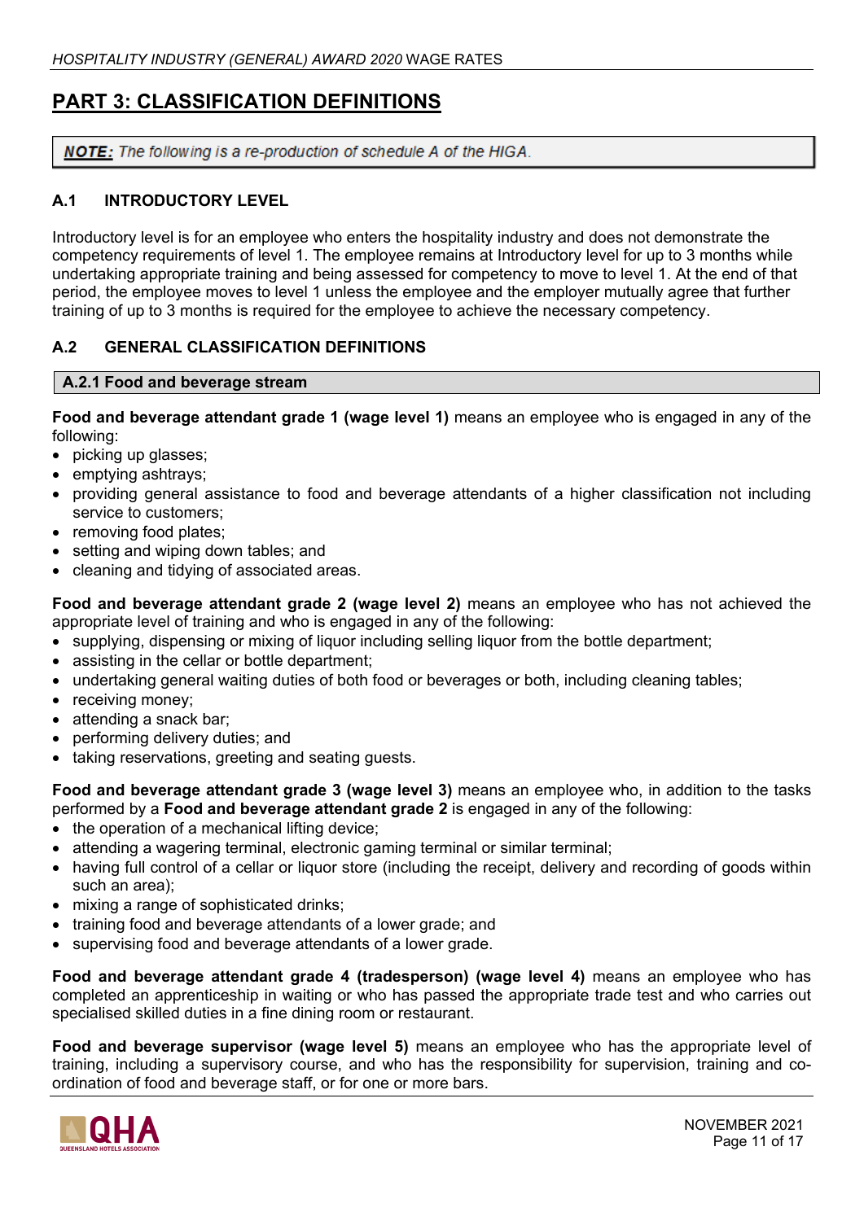# PART 3: CLASSIFICATION DEFINITIONS

> ***NOTE:*** *The following is a re-production of schedule A of the HIGA.*

## A.1 INTRODUCTORY LEVEL

Introductory level is for an employee who enters the hospitality industry and does not demonstrate the competency requirements of level 1. The employee remains at Introductory level for up to 3 months while undertaking appropriate training and being assessed for competency to move to level 1. At the end of that period, the employee moves to level 1 unless the employee and the employer mutually agree that further training of up to 3 months is required for the employee to achieve the necessary competency.

## A.2 GENERAL CLASSIFICATION DEFINITIONS

### A.2.1 Food and beverage stream

**Food and beverage attendant grade 1 (wage level 1)** means an employee who is engaged in any of the following:

- picking up glasses;
- emptying ashtrays;
- providing general assistance to food and beverage attendants of a higher classification not including service to customers;
- removing food plates;
- setting and wiping down tables; and
- cleaning and tidying of associated areas.

**Food and beverage attendant grade 2 (wage level 2)** means an employee who has not achieved the appropriate level of training and who is engaged in any of the following:

- supplying, dispensing or mixing of liquor including selling liquor from the bottle department;
- assisting in the cellar or bottle department;
- undertaking general waiting duties of both food or beverages or both, including cleaning tables;
- receiving money;
- attending a snack bar;
- performing delivery duties; and
- taking reservations, greeting and seating guests.

**Food and beverage attendant grade 3 (wage level 3)** means an employee who, in addition to the tasks performed by a **Food and beverage attendant grade 2** is engaged in any of the following:

- the operation of a mechanical lifting device;
- attending a wagering terminal, electronic gaming terminal or similar terminal;
- having full control of a cellar or liquor store (including the receipt, delivery and recording of goods within such an area);
- mixing a range of sophisticated drinks;
- training food and beverage attendants of a lower grade; and
- supervising food and beverage attendants of a lower grade.

**Food and beverage attendant grade 4 (tradesperson) (wage level 4)** means an employee who has completed an apprenticeship in waiting or who has passed the appropriate trade test and who carries out specialised skilled duties in a fine dining room or restaurant.

**Food and beverage supervisor (wage level 5)** means an employee who has the appropriate level of training, including a supervisory course, and who has the responsibility for supervision, training and co-ordination of food and beverage staff, or for one or more bars.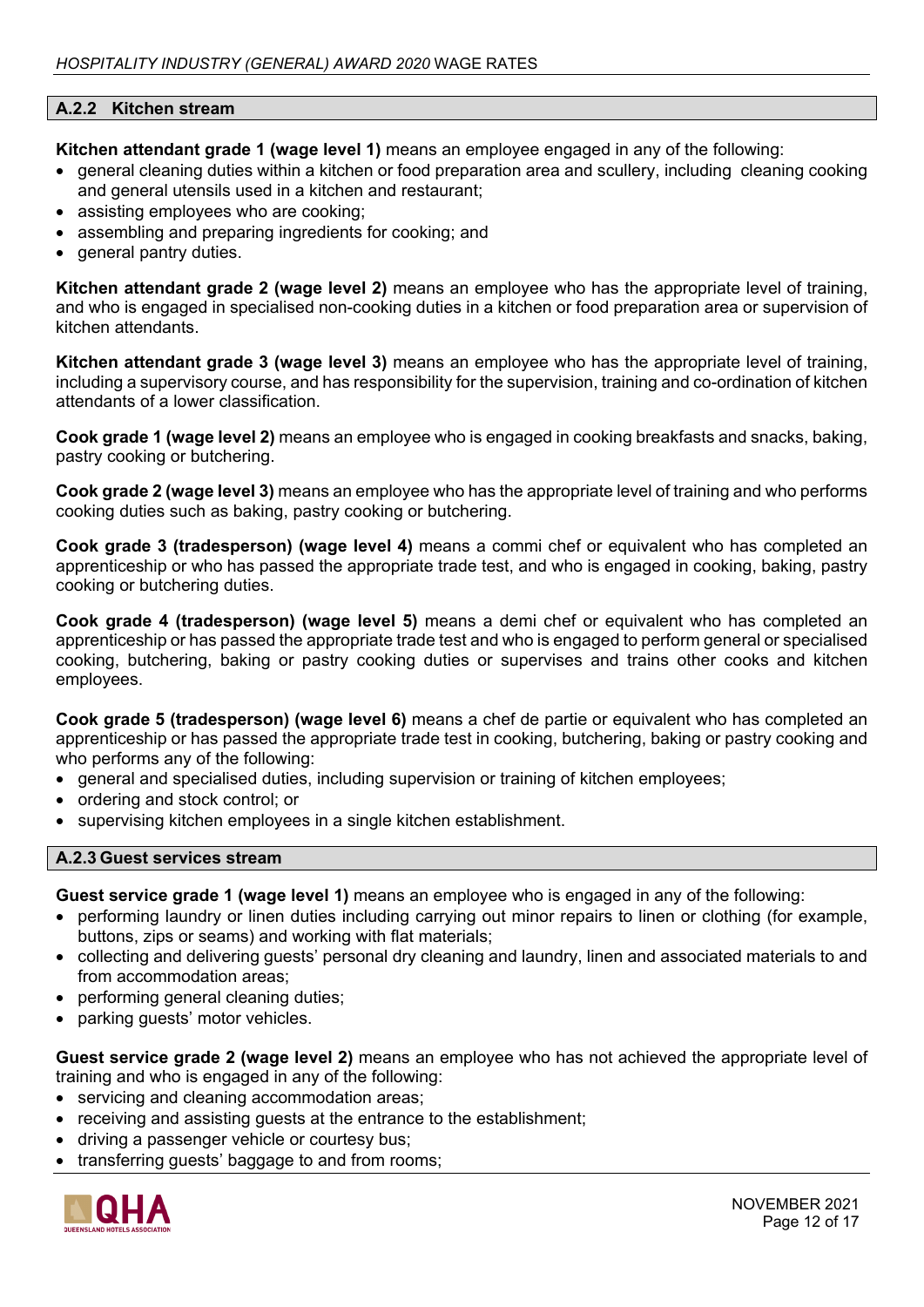### A.2.2 Kitchen stream

**Kitchen attendant grade 1 (wage level 1)** means an employee engaged in any of the following:

- general cleaning duties within a kitchen or food preparation area and scullery, including cleaning cooking and general utensils used in a kitchen and restaurant;
- assisting employees who are cooking;
- assembling and preparing ingredients for cooking; and
- general pantry duties.

**Kitchen attendant grade 2 (wage level 2)** means an employee who has the appropriate level of training, and who is engaged in specialised non-cooking duties in a kitchen or food preparation area or supervision of kitchen attendants.

**Kitchen attendant grade 3 (wage level 3)** means an employee who has the appropriate level of training, including a supervisory course, and has responsibility for the supervision, training and co-ordination of kitchen attendants of a lower classification.

**Cook grade 1 (wage level 2)** means an employee who is engaged in cooking breakfasts and snacks, baking, pastry cooking or butchering.

**Cook grade 2 (wage level 3)** means an employee who has the appropriate level of training and who performs cooking duties such as baking, pastry cooking or butchering.

**Cook grade 3 (tradesperson) (wage level 4)** means a commi chef or equivalent who has completed an apprenticeship or who has passed the appropriate trade test, and who is engaged in cooking, baking, pastry cooking or butchering duties.

**Cook grade 4 (tradesperson) (wage level 5)** means a demi chef or equivalent who has completed an apprenticeship or has passed the appropriate trade test and who is engaged to perform general or specialised cooking, butchering, baking or pastry cooking duties or supervises and trains other cooks and kitchen employees.

**Cook grade 5 (tradesperson) (wage level 6)** means a chef de partie or equivalent who has completed an apprenticeship or has passed the appropriate trade test in cooking, butchering, baking or pastry cooking and who performs any of the following:

- general and specialised duties, including supervision or training of kitchen employees;
- ordering and stock control; or
- supervising kitchen employees in a single kitchen establishment.

### A.2.3 Guest services stream

**Guest service grade 1 (wage level 1)** means an employee who is engaged in any of the following:

- performing laundry or linen duties including carrying out minor repairs to linen or clothing (for example, buttons, zips or seams) and working with flat materials;
- collecting and delivering guests' personal dry cleaning and laundry, linen and associated materials to and from accommodation areas;
- performing general cleaning duties;
- parking guests' motor vehicles.

**Guest service grade 2 (wage level 2)** means an employee who has not achieved the appropriate level of training and who is engaged in any of the following:

- servicing and cleaning accommodation areas;
- receiving and assisting guests at the entrance to the establishment;
- driving a passenger vehicle or courtesy bus;
- transferring guests' baggage to and from rooms;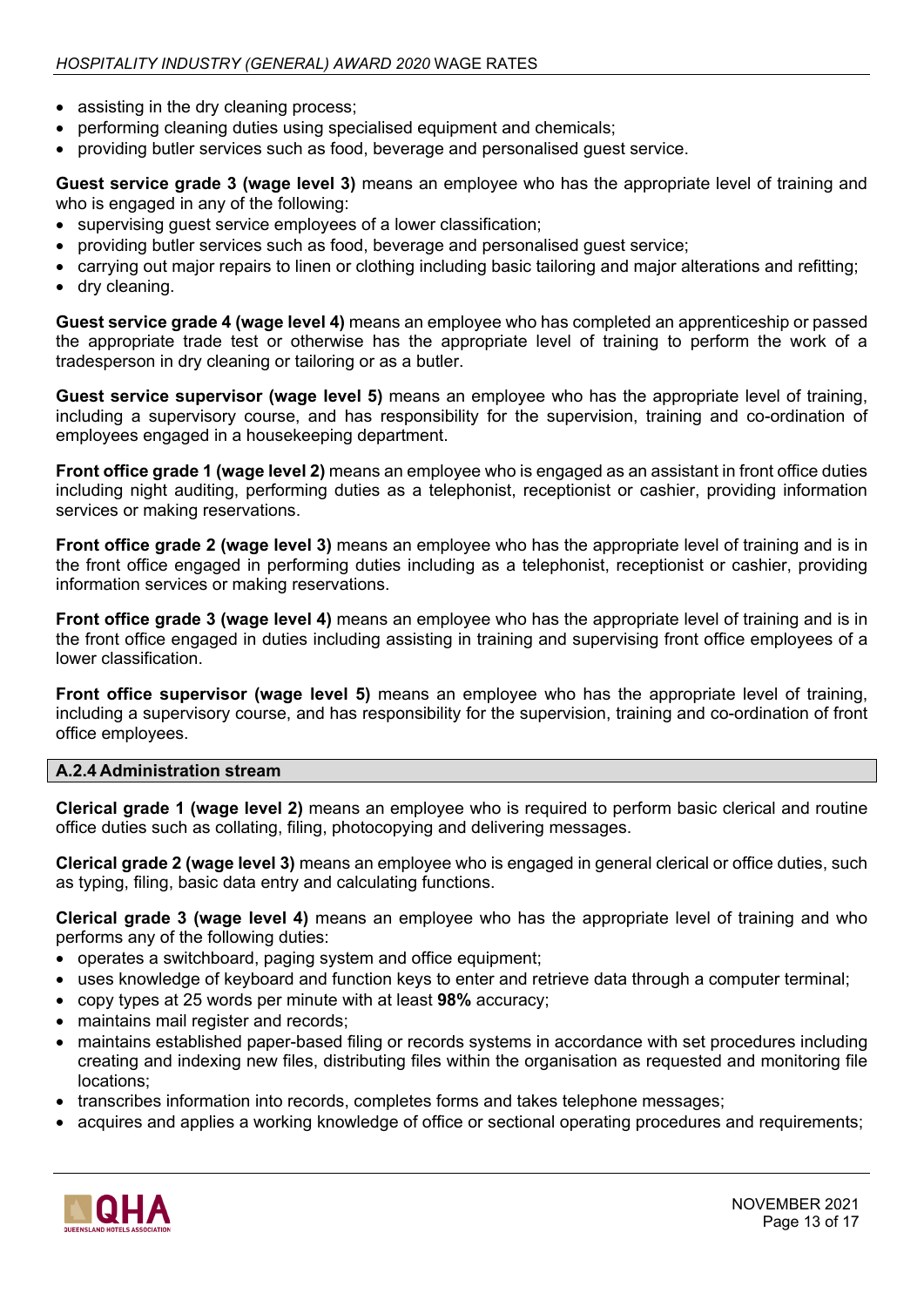- assisting in the dry cleaning process;
- performing cleaning duties using specialised equipment and chemicals;
- providing butler services such as food, beverage and personalised guest service.

**Guest service grade 3 (wage level 3)** means an employee who has the appropriate level of training and who is engaged in any of the following:

- supervising guest service employees of a lower classification;
- providing butler services such as food, beverage and personalised guest service;
- carrying out major repairs to linen or clothing including basic tailoring and major alterations and refitting;
- dry cleaning.

**Guest service grade 4 (wage level 4)** means an employee who has completed an apprenticeship or passed the appropriate trade test or otherwise has the appropriate level of training to perform the work of a tradesperson in dry cleaning or tailoring or as a butler.

**Guest service supervisor (wage level 5)** means an employee who has the appropriate level of training, including a supervisory course, and has responsibility for the supervision, training and co-ordination of employees engaged in a housekeeping department.

**Front office grade 1 (wage level 2)** means an employee who is engaged as an assistant in front office duties including night auditing, performing duties as a telephonist, receptionist or cashier, providing information services or making reservations.

**Front office grade 2 (wage level 3)** means an employee who has the appropriate level of training and is in the front office engaged in performing duties including as a telephonist, receptionist or cashier, providing information services or making reservations.

**Front office grade 3 (wage level 4)** means an employee who has the appropriate level of training and is in the front office engaged in duties including assisting in training and supervising front office employees of a lower classification.

**Front office supervisor (wage level 5)** means an employee who has the appropriate level of training, including a supervisory course, and has responsibility for the supervision, training and co-ordination of front office employees.

### A.2.4 Administration stream

**Clerical grade 1 (wage level 2)** means an employee who is required to perform basic clerical and routine office duties such as collating, filing, photocopying and delivering messages.

**Clerical grade 2 (wage level 3)** means an employee who is engaged in general clerical or office duties, such as typing, filing, basic data entry and calculating functions.

**Clerical grade 3 (wage level 4)** means an employee who has the appropriate level of training and who performs any of the following duties:

- operates a switchboard, paging system and office equipment;
- uses knowledge of keyboard and function keys to enter and retrieve data through a computer terminal;
- copy types at 25 words per minute with at least **98%** accuracy;
- maintains mail register and records;
- maintains established paper-based filing or records systems in accordance with set procedures including creating and indexing new files, distributing files within the organisation as requested and monitoring file locations;
- transcribes information into records, completes forms and takes telephone messages;
- acquires and applies a working knowledge of office or sectional operating procedures and requirements;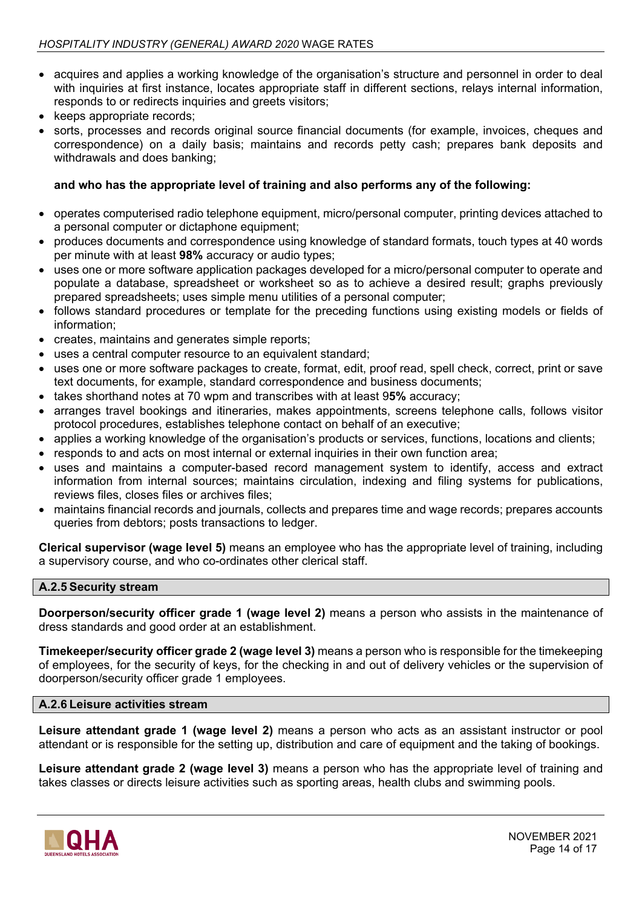- acquires and applies a working knowledge of the organisation's structure and personnel in order to deal with inquiries at first instance, locates appropriate staff in different sections, relays internal information, responds to or redirects inquiries and greets visitors;
- keeps appropriate records;
- sorts, processes and records original source financial documents (for example, invoices, cheques and correspondence) on a daily basis; maintains and records petty cash; prepares bank deposits and withdrawals and does banking;

**and who has the appropriate level of training and also performs any of the following:**

- operates computerised radio telephone equipment, micro/personal computer, printing devices attached to a personal computer or dictaphone equipment;
- produces documents and correspondence using knowledge of standard formats, touch types at 40 words per minute with at least **98%** accuracy or audio types;
- uses one or more software application packages developed for a micro/personal computer to operate and populate a database, spreadsheet or worksheet so as to achieve a desired result; graphs previously prepared spreadsheets; uses simple menu utilities of a personal computer;
- follows standard procedures or template for the preceding functions using existing models or fields of information;
- creates, maintains and generates simple reports;
- uses a central computer resource to an equivalent standard;
- uses one or more software packages to create, format, edit, proof read, spell check, correct, print or save text documents, for example, standard correspondence and business documents;
- takes shorthand notes at 70 wpm and transcribes with at least 9**5%** accuracy;
- arranges travel bookings and itineraries, makes appointments, screens telephone calls, follows visitor protocol procedures, establishes telephone contact on behalf of an executive;
- applies a working knowledge of the organisation's products or services, functions, locations and clients;
- responds to and acts on most internal or external inquiries in their own function area;
- uses and maintains a computer-based record management system to identify, access and extract information from internal sources; maintains circulation, indexing and filing systems for publications, reviews files, closes files or archives files;
- maintains financial records and journals, collects and prepares time and wage records; prepares accounts queries from debtors; posts transactions to ledger.

**Clerical supervisor (wage level 5)** means an employee who has the appropriate level of training, including a supervisory course, and who co-ordinates other clerical staff.

### A.2.5 Security stream

**Doorperson/security officer grade 1 (wage level 2)** means a person who assists in the maintenance of dress standards and good order at an establishment.

**Timekeeper/security officer grade 2 (wage level 3)** means a person who is responsible for the timekeeping of employees, for the security of keys, for the checking in and out of delivery vehicles or the supervision of doorperson/security officer grade 1 employees.

### A.2.6 Leisure activities stream

**Leisure attendant grade 1 (wage level 2)** means a person who acts as an assistant instructor or pool attendant or is responsible for the setting up, distribution and care of equipment and the taking of bookings.

**Leisure attendant grade 2 (wage level 3)** means a person who has the appropriate level of training and takes classes or directs leisure activities such as sporting areas, health clubs and swimming pools.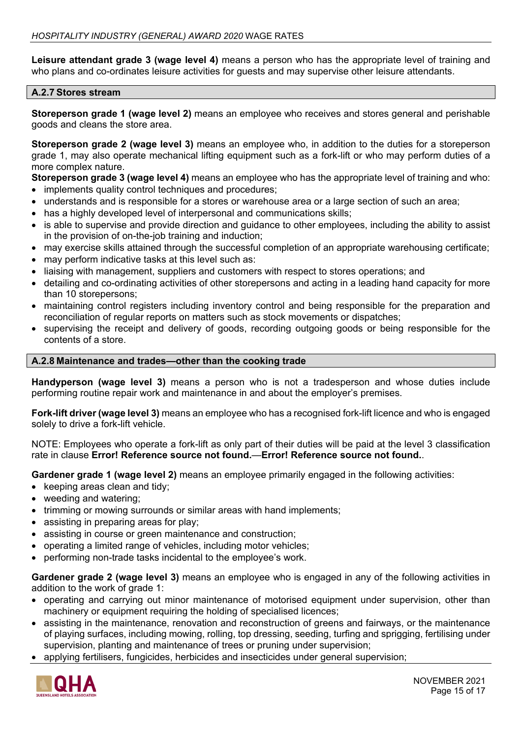**Leisure attendant grade 3 (wage level 4)** means a person who has the appropriate level of training and who plans and co-ordinates leisure activities for guests and may supervise other leisure attendants.

### A.2.7 Stores stream

**Storeperson grade 1 (wage level 2)** means an employee who receives and stores general and perishable goods and cleans the store area.

**Storeperson grade 2 (wage level 3)** means an employee who, in addition to the duties for a storeperson grade 1, may also operate mechanical lifting equipment such as a fork-lift or who may perform duties of a more complex nature.

**Storeperson grade 3 (wage level 4)** means an employee who has the appropriate level of training and who:

- implements quality control techniques and procedures;
- understands and is responsible for a stores or warehouse area or a large section of such an area;
- has a highly developed level of interpersonal and communications skills;
- is able to supervise and provide direction and guidance to other employees, including the ability to assist in the provision of on-the-job training and induction;
- may exercise skills attained through the successful completion of an appropriate warehousing certificate;
- may perform indicative tasks at this level such as:
- liaising with management, suppliers and customers with respect to stores operations; and
- detailing and co-ordinating activities of other storepersons and acting in a leading hand capacity for more than 10 storepersons;
- maintaining control registers including inventory control and being responsible for the preparation and reconciliation of regular reports on matters such as stock movements or dispatches;
- supervising the receipt and delivery of goods, recording outgoing goods or being responsible for the contents of a store.

### A.2.8 Maintenance and trades—other than the cooking trade

**Handyperson (wage level 3)** means a person who is not a tradesperson and whose duties include performing routine repair work and maintenance in and about the employer's premises.

**Fork-lift driver (wage level 3)** means an employee who has a recognised fork-lift licence and who is engaged solely to drive a fork-lift vehicle.

NOTE: Employees who operate a fork-lift as only part of their duties will be paid at the level 3 classification rate in clause **Error! Reference source not found.**—**Error! Reference source not found.**.

**Gardener grade 1 (wage level 2)** means an employee primarily engaged in the following activities:

- keeping areas clean and tidy;
- weeding and watering;
- trimming or mowing surrounds or similar areas with hand implements;
- assisting in preparing areas for play;
- assisting in course or green maintenance and construction;
- operating a limited range of vehicles, including motor vehicles;
- performing non-trade tasks incidental to the employee's work.

**Gardener grade 2 (wage level 3)** means an employee who is engaged in any of the following activities in addition to the work of grade 1:

- operating and carrying out minor maintenance of motorised equipment under supervision, other than machinery or equipment requiring the holding of specialised licences;
- assisting in the maintenance, renovation and reconstruction of greens and fairways, or the maintenance of playing surfaces, including mowing, rolling, top dressing, seeding, turfing and sprigging, fertilising under supervision, planting and maintenance of trees or pruning under supervision;
- applying fertilisers, fungicides, herbicides and insecticides under general supervision;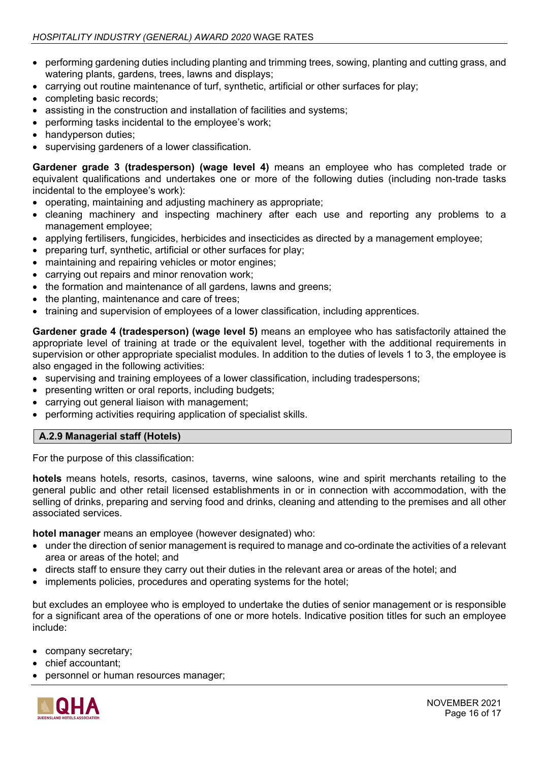- performing gardening duties including planting and trimming trees, sowing, planting and cutting grass, and watering plants, gardens, trees, lawns and displays;
- carrying out routine maintenance of turf, synthetic, artificial or other surfaces for play;
- completing basic records;
- assisting in the construction and installation of facilities and systems;
- performing tasks incidental to the employee's work;
- handyperson duties;
- supervising gardeners of a lower classification.

**Gardener grade 3 (tradesperson) (wage level 4)** means an employee who has completed trade or equivalent qualifications and undertakes one or more of the following duties (including non-trade tasks incidental to the employee's work):

- operating, maintaining and adjusting machinery as appropriate;
- cleaning machinery and inspecting machinery after each use and reporting any problems to a management employee;
- applying fertilisers, fungicides, herbicides and insecticides as directed by a management employee;
- preparing turf, synthetic, artificial or other surfaces for play;
- maintaining and repairing vehicles or motor engines;
- carrying out repairs and minor renovation work;
- the formation and maintenance of all gardens, lawns and greens;
- the planting, maintenance and care of trees;
- training and supervision of employees of a lower classification, including apprentices.

**Gardener grade 4 (tradesperson) (wage level 5)** means an employee who has satisfactorily attained the appropriate level of training at trade or the equivalent level, together with the additional requirements in supervision or other appropriate specialist modules. In addition to the duties of levels 1 to 3, the employee is also engaged in the following activities:

- supervising and training employees of a lower classification, including tradespersons;
- presenting written or oral reports, including budgets;
- carrying out general liaison with management;
- performing activities requiring application of specialist skills.

### A.2.9 Managerial staff (Hotels)

For the purpose of this classification:

**hotels** means hotels, resorts, casinos, taverns, wine saloons, wine and spirit merchants retailing to the general public and other retail licensed establishments in or in connection with accommodation, with the selling of drinks, preparing and serving food and drinks, cleaning and attending to the premises and all other associated services.

**hotel manager** means an employee (however designated) who:

- under the direction of senior management is required to manage and co-ordinate the activities of a relevant area or areas of the hotel; and
- directs staff to ensure they carry out their duties in the relevant area or areas of the hotel; and
- implements policies, procedures and operating systems for the hotel;

but excludes an employee who is employed to undertake the duties of senior management or is responsible for a significant area of the operations of one or more hotels. Indicative position titles for such an employee include:

- company secretary;
- chief accountant;
- personnel or human resources manager;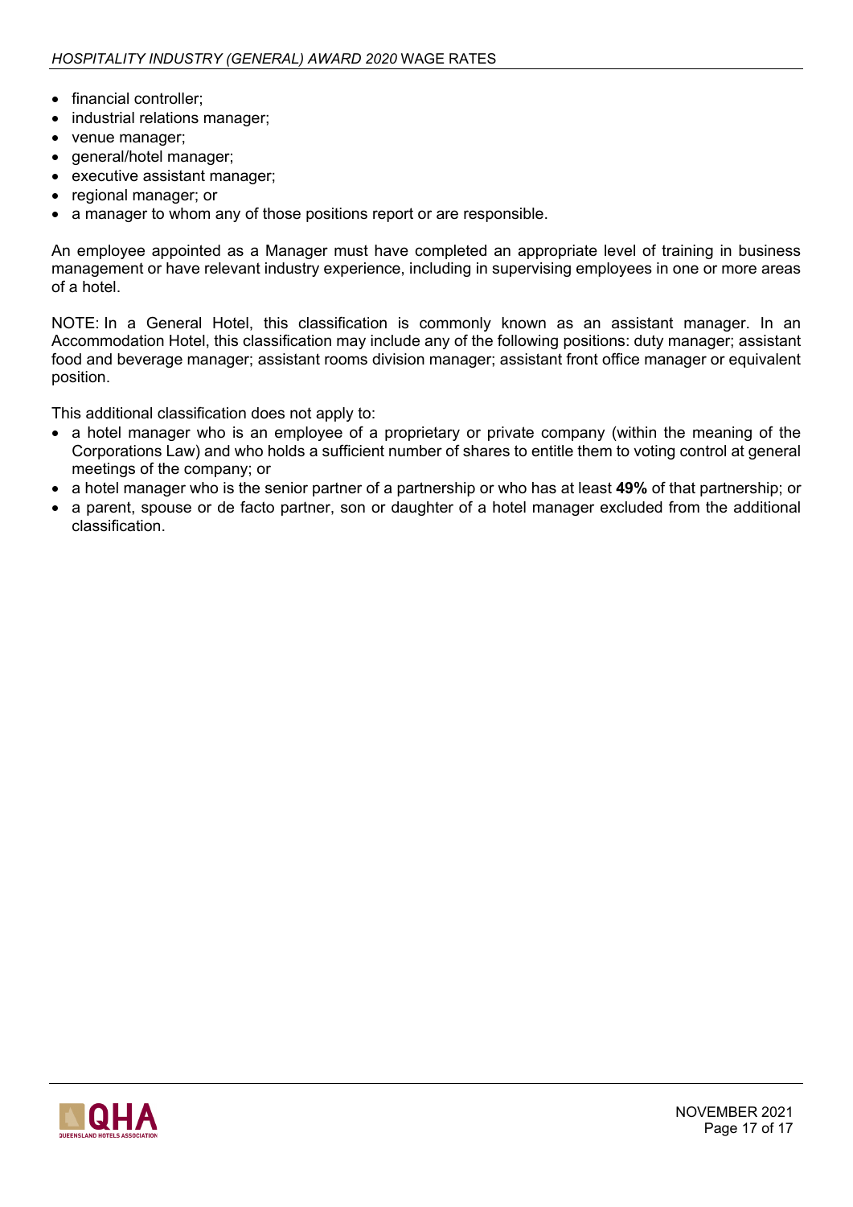- financial controller;
- industrial relations manager;
- venue manager;
- general/hotel manager;
- executive assistant manager;
- regional manager; or
- a manager to whom any of those positions report or are responsible.

An employee appointed as a Manager must have completed an appropriate level of training in business management or have relevant industry experience, including in supervising employees in one or more areas of a hotel.

NOTE: In a General Hotel, this classification is commonly known as an assistant manager. In an Accommodation Hotel, this classification may include any of the following positions: duty manager; assistant food and beverage manager; assistant rooms division manager; assistant front office manager or equivalent position.

This additional classification does not apply to:

- a hotel manager who is an employee of a proprietary or private company (within the meaning of the Corporations Law) and who holds a sufficient number of shares to entitle them to voting control at general meetings of the company; or
- a hotel manager who is the senior partner of a partnership or who has at least **49%** of that partnership; or
- a parent, spouse or de facto partner, son or daughter of a hotel manager excluded from the additional classification.